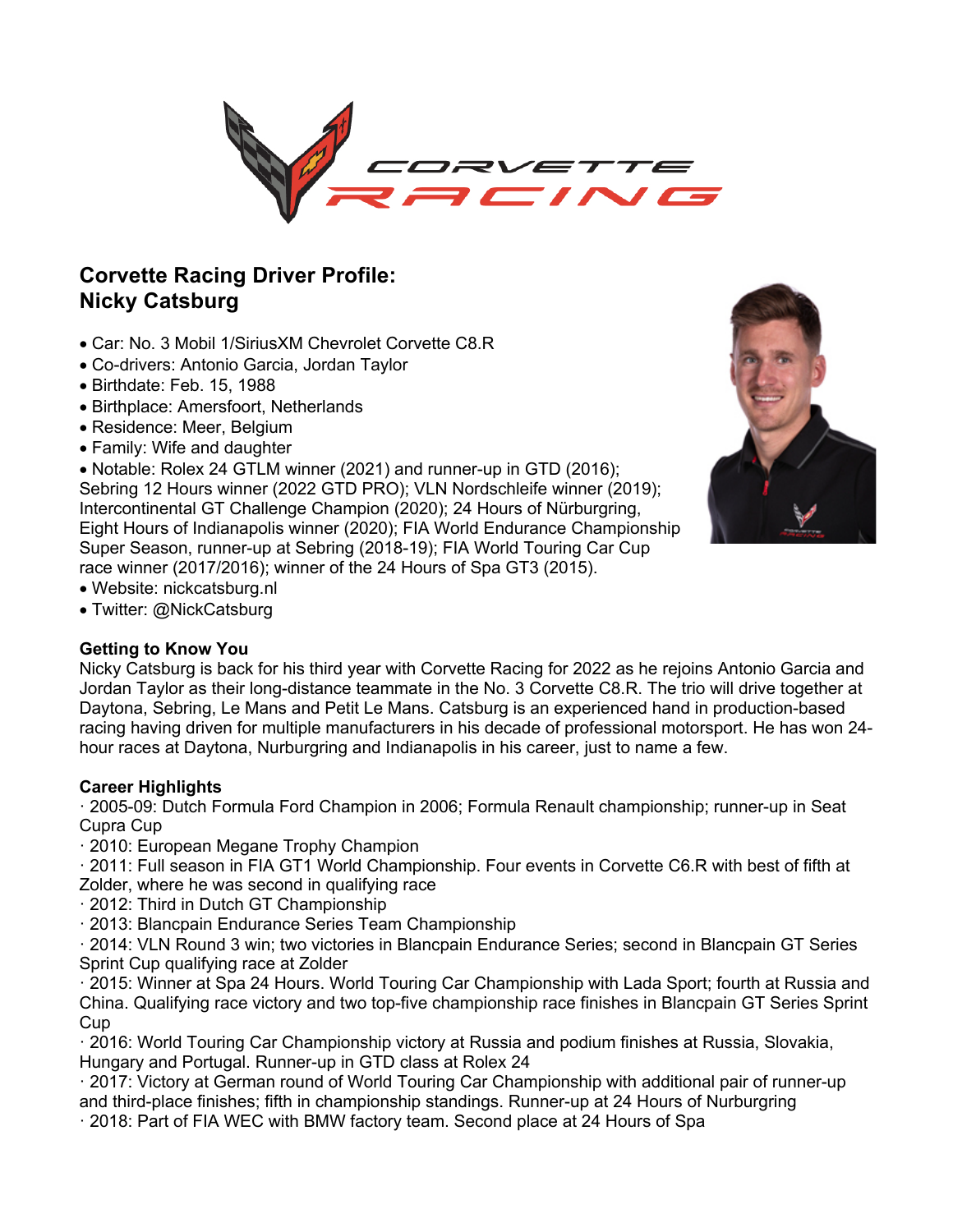# Corvette Racing Driver Profile:
# Nicky Catsburg

- Car: No. 3 Mobil 1/SiriusXM Chevrolet Corvette C8.R
- Co-drivers: Antonio Garcia, Jordan Taylor
- Birthdate: Feb. 15, 1988
- Birthplace: Amersfoort, Netherlands
- Residence: Meer, Belgium
- Family: Wife and daughter
- Notable: Rolex 24 GTLM winner (2021) and runner-up in GTD (2016); Sebring 12 Hours winner (2022 GTD PRO); VLN Nordschleife winner (2019); Intercontinental GT Challenge Champion (2020); 24 Hours of Nürburgring, Eight Hours of Indianapolis winner (2020); FIA World Endurance Championship Super Season, runner-up at Sebring (2018-19); FIA World Touring Car Cup race winner (2017/2016); winner of the 24 Hours of Spa GT3 (2015).
- Website: nickcatsburg.nl
- Twitter: @NickCatsburg

**Getting to Know You**

Nicky Catsburg is back for his third year with Corvette Racing for 2022 as he rejoins Antonio Garcia and Jordan Taylor as their long-distance teammate in the No. 3 Corvette C8.R. The trio will drive together at Daytona, Sebring, Le Mans and Petit Le Mans. Catsburg is an experienced hand in production-based racing having driven for multiple manufacturers in his decade of professional motorsport. He has won 24-hour races at Daytona, Nurburgring and Indianapolis in his career, just to name a few.

**Career Highlights**

· 2005-09: Dutch Formula Ford Champion in 2006; Formula Renault championship; runner-up in Seat Cupra Cup

· 2010: European Megane Trophy Champion

· 2011: Full season in FIA GT1 World Championship. Four events in Corvette C6.R with best of fifth at Zolder, where he was second in qualifying race

· 2012: Third in Dutch GT Championship

· 2013: Blancpain Endurance Series Team Championship

· 2014: VLN Round 3 win; two victories in Blancpain Endurance Series; second in Blancpain GT Series Sprint Cup qualifying race at Zolder

· 2015: Winner at Spa 24 Hours. World Touring Car Championship with Lada Sport; fourth at Russia and China. Qualifying race victory and two top-five championship race finishes in Blancpain GT Series Sprint Cup

· 2016: World Touring Car Championship victory at Russia and podium finishes at Russia, Slovakia, Hungary and Portugal. Runner-up in GTD class at Rolex 24

· 2017: Victory at German round of World Touring Car Championship with additional pair of runner-up and third-place finishes; fifth in championship standings. Runner-up at 24 Hours of Nurburgring

· 2018: Part of FIA WEC with BMW factory team. Second place at 24 Hours of Spa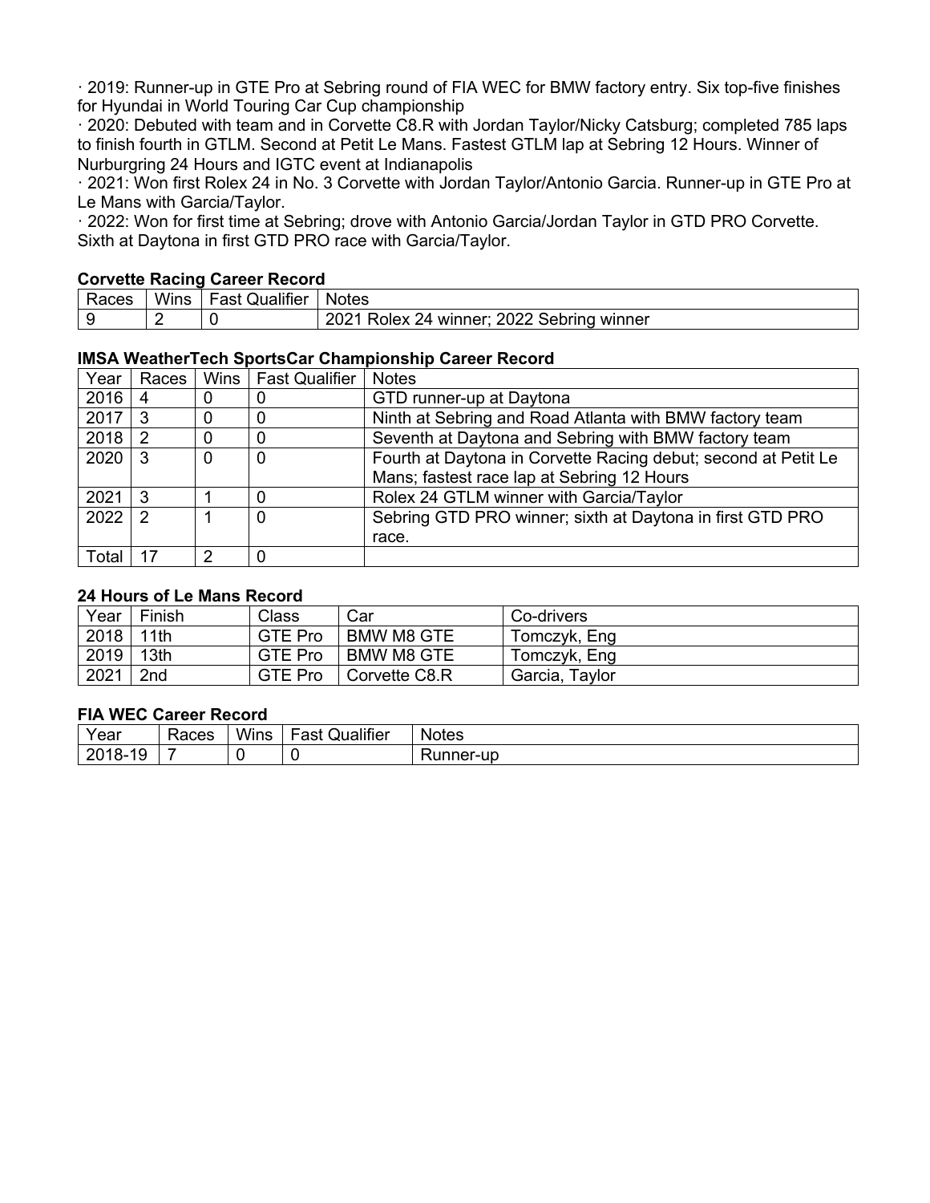· 2019: Runner-up in GTE Pro at Sebring round of FIA WEC for BMW factory entry. Six top-five finishes for Hyundai in World Touring Car Cup championship

· 2020: Debuted with team and in Corvette C8.R with Jordan Taylor/Nicky Catsburg; completed 785 laps to finish fourth in GTLM. Second at Petit Le Mans. Fastest GTLM lap at Sebring 12 Hours. Winner of Nurburgring 24 Hours and IGTC event at Indianapolis

· 2021: Won first Rolex 24 in No. 3 Corvette with Jordan Taylor/Antonio Garcia. Runner-up in GTE Pro at Le Mans with Garcia/Taylor.

· 2022: Won for first time at Sebring; drove with Antonio Garcia/Jordan Taylor in GTD PRO Corvette. Sixth at Daytona in first GTD PRO race with Garcia/Taylor.

**Corvette Racing Career Record**

| Races | Wins | Fast Qualifier | Notes |
|---|---|---|---|
| 9 | 2 | 0 | 2021 Rolex 24 winner; 2022 Sebring winner |

**IMSA WeatherTech SportsCar Championship Career Record**

| Year | Races | Wins | Fast Qualifier | Notes |
|---|---|---|---|---|
| 2016 | 4 | 0 | 0 | GTD runner-up at Daytona |
| 2017 | 3 | 0 | 0 | Ninth at Sebring and Road Atlanta with BMW factory team |
| 2018 | 2 | 0 | 0 | Seventh at Daytona and Sebring with BMW factory team |
| 2020 | 3 | 0 | 0 | Fourth at Daytona in Corvette Racing debut; second at Petit Le Mans; fastest race lap at Sebring 12 Hours |
| 2021 | 3 | 1 | 0 | Rolex 24 GTLM winner with Garcia/Taylor |
| 2022 | 2 | 1 | 0 | Sebring GTD PRO winner; sixth at Daytona in first GTD PRO race. |
| Total | 17 | 2 | 0 | |

**24 Hours of Le Mans Record**

| Year | Finish | Class | Car | Co-drivers |
|---|---|---|---|---|
| 2018 | 11th | GTE Pro | BMW M8 GTE | Tomczyk, Eng |
| 2019 | 13th | GTE Pro | BMW M8 GTE | Tomczyk, Eng |
| 2021 | 2nd | GTE Pro | Corvette C8.R | Garcia, Taylor |

**FIA WEC Career Record**

| Year | Races | Wins | Fast Qualifier | Notes |
|---|---|---|---|---|
| 2018-19 | 7 | 0 | 0 | Runner-up |